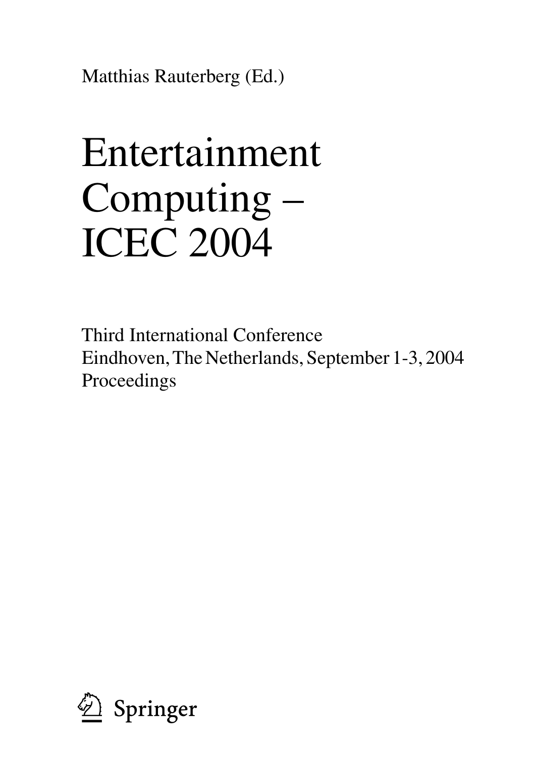Matthias Rauterberg (Ed.)

# Entertainment Computing – ICEC 2004

Third International Conference
Eindhoven, The Netherlands, September 1-3, 2004
Proceedings

Springer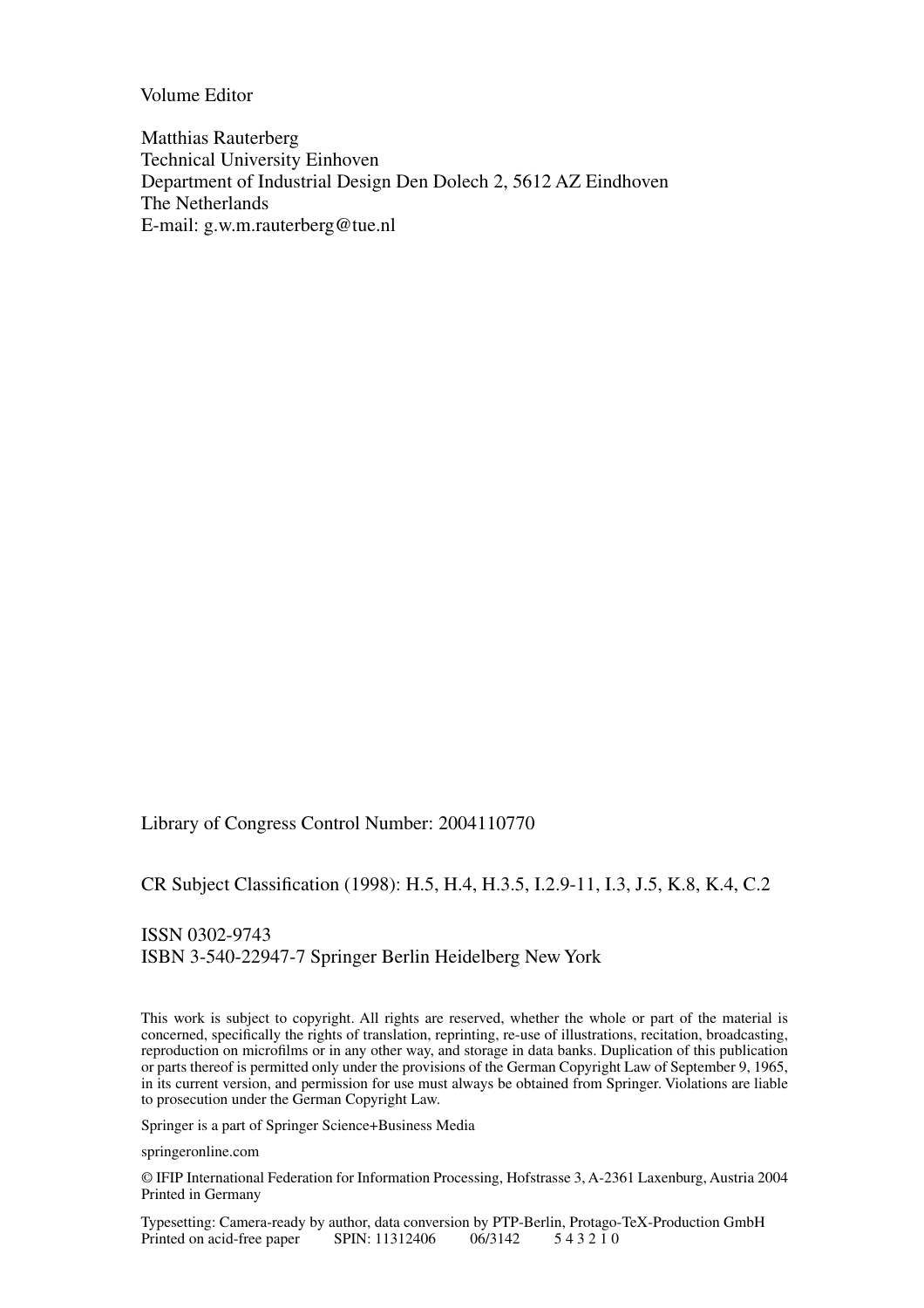Volume Editor

Matthias Rauterberg
Technical University Einhoven
Department of Industrial Design Den Dolech 2, 5612 AZ Eindhoven
The Netherlands
E-mail: g.w.m.rauterberg@tue.nl

Library of Congress Control Number: 2004110770

CR Subject Classification (1998): H.5, H.4, H.3.5, I.2.9-11, I.3, J.5, K.8, K.4, C.2

ISSN 0302-9743
ISBN 3-540-22947-7 Springer Berlin Heidelberg New York

This work is subject to copyright. All rights are reserved, whether the whole or part of the material is concerned, specifically the rights of translation, reprinting, re-use of illustrations, recitation, broadcasting, reproduction on microfilms or in any other way, and storage in data banks. Duplication of this publication or parts thereof is permitted only under the provisions of the German Copyright Law of September 9, 1965, in its current version, and permission for use must always be obtained from Springer. Violations are liable to prosecution under the German Copyright Law.

Springer is a part of Springer Science+Business Media

springeronline.com

© IFIP International Federation for Information Processing, Hofstrasse 3, A-2361 Laxenburg, Austria 2004
Printed in Germany

Typesetting: Camera-ready by author, data conversion by PTP-Berlin, Protago-TeX-Production GmbH
Printed on acid-free paper SPIN: 11312406 06/3142 5 4 3 2 1 0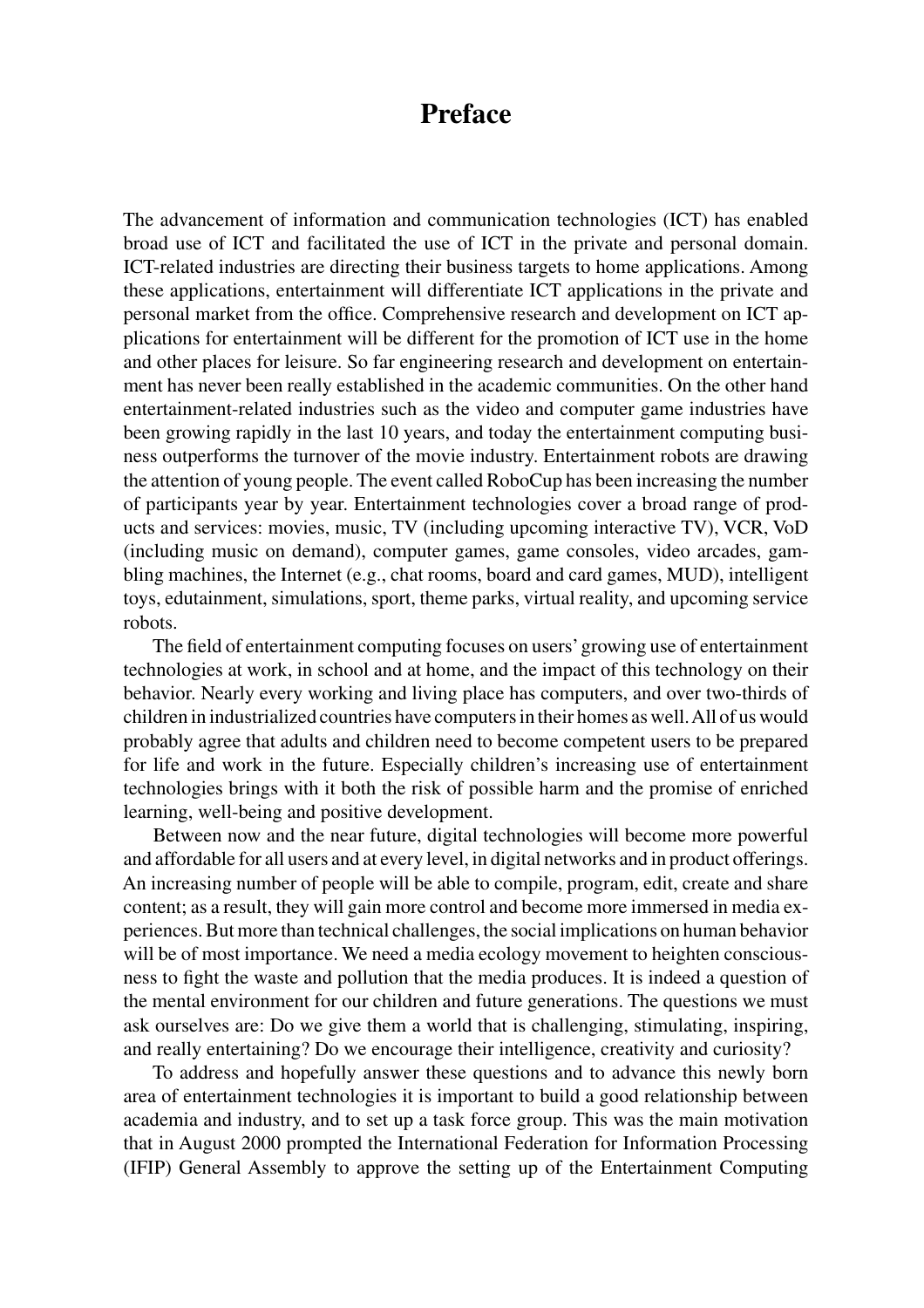# Preface

The advancement of information and communication technologies (ICT) has enabled broad use of ICT and facilitated the use of ICT in the private and personal domain. ICT-related industries are directing their business targets to home applications. Among these applications, entertainment will differentiate ICT applications in the private and personal market from the office. Comprehensive research and development on ICT applications for entertainment will be different for the promotion of ICT use in the home and other places for leisure. So far engineering research and development on entertainment has never been really established in the academic communities. On the other hand entertainment-related industries such as the video and computer game industries have been growing rapidly in the last 10 years, and today the entertainment computing business outperforms the turnover of the movie industry. Entertainment robots are drawing the attention of young people. The event called RoboCup has been increasing the number of participants year by year. Entertainment technologies cover a broad range of products and services: movies, music, TV (including upcoming interactive TV), VCR, VoD (including music on demand), computer games, game consoles, video arcades, gambling machines, the Internet (e.g., chat rooms, board and card games, MUD), intelligent toys, edutainment, simulations, sport, theme parks, virtual reality, and upcoming service robots.

The field of entertainment computing focuses on users' growing use of entertainment technologies at work, in school and at home, and the impact of this technology on their behavior. Nearly every working and living place has computers, and over two-thirds of children in industrialized countries have computers in their homes as well. All of us would probably agree that adults and children need to become competent users to be prepared for life and work in the future. Especially children's increasing use of entertainment technologies brings with it both the risk of possible harm and the promise of enriched learning, well-being and positive development.

Between now and the near future, digital technologies will become more powerful and affordable for all users and at every level, in digital networks and in product offerings. An increasing number of people will be able to compile, program, edit, create and share content; as a result, they will gain more control and become more immersed in media experiences. But more than technical challenges, the social implications on human behavior will be of most importance. We need a media ecology movement to heighten consciousness to fight the waste and pollution that the media produces. It is indeed a question of the mental environment for our children and future generations. The questions we must ask ourselves are: Do we give them a world that is challenging, stimulating, inspiring, and really entertaining? Do we encourage their intelligence, creativity and curiosity?

To address and hopefully answer these questions and to advance this newly born area of entertainment technologies it is important to build a good relationship between academia and industry, and to set up a task force group. This was the main motivation that in August 2000 prompted the International Federation for Information Processing (IFIP) General Assembly to approve the setting up of the Entertainment Computing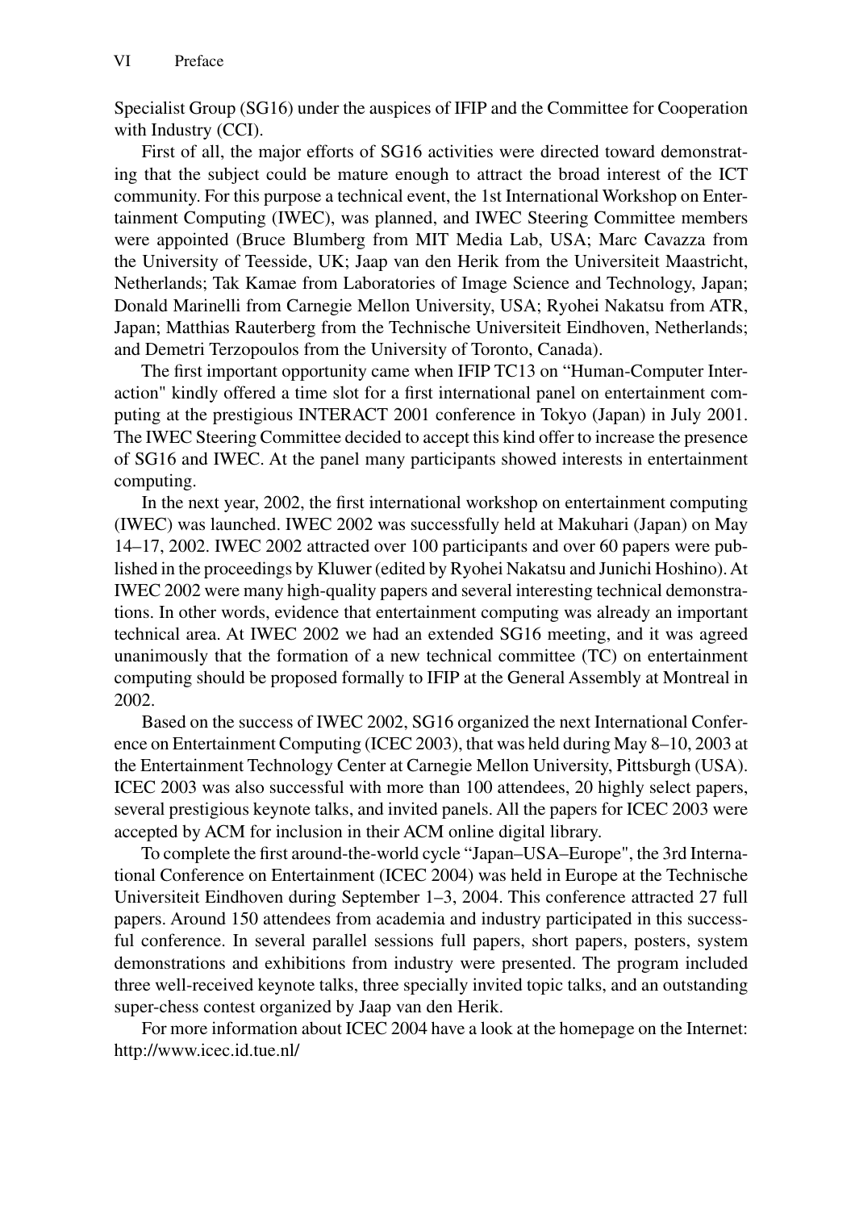Specialist Group (SG16) under the auspices of IFIP and the Committee for Cooperation with Industry (CCI).

First of all, the major efforts of SG16 activities were directed toward demonstrating that the subject could be mature enough to attract the broad interest of the ICT community. For this purpose a technical event, the 1st International Workshop on Entertainment Computing (IWEC), was planned, and IWEC Steering Committee members were appointed (Bruce Blumberg from MIT Media Lab, USA; Marc Cavazza from the University of Teesside, UK; Jaap van den Herik from the Universiteit Maastricht, Netherlands; Tak Kamae from Laboratories of Image Science and Technology, Japan; Donald Marinelli from Carnegie Mellon University, USA; Ryohei Nakatsu from ATR, Japan; Matthias Rauterberg from the Technische Universiteit Eindhoven, Netherlands; and Demetri Terzopoulos from the University of Toronto, Canada).

The first important opportunity came when IFIP TC13 on "Human-Computer Interaction" kindly offered a time slot for a first international panel on entertainment computing at the prestigious INTERACT 2001 conference in Tokyo (Japan) in July 2001. The IWEC Steering Committee decided to accept this kind offer to increase the presence of SG16 and IWEC. At the panel many participants showed interests in entertainment computing.

In the next year, 2002, the first international workshop on entertainment computing (IWEC) was launched. IWEC 2002 was successfully held at Makuhari (Japan) on May 14–17, 2002. IWEC 2002 attracted over 100 participants and over 60 papers were published in the proceedings by Kluwer (edited by Ryohei Nakatsu and Junichi Hoshino). At IWEC 2002 were many high-quality papers and several interesting technical demonstrations. In other words, evidence that entertainment computing was already an important technical area. At IWEC 2002 we had an extended SG16 meeting, and it was agreed unanimously that the formation of a new technical committee (TC) on entertainment computing should be proposed formally to IFIP at the General Assembly at Montreal in 2002.

Based on the success of IWEC 2002, SG16 organized the next International Conference on Entertainment Computing (ICEC 2003), that was held during May 8–10, 2003 at the Entertainment Technology Center at Carnegie Mellon University, Pittsburgh (USA). ICEC 2003 was also successful with more than 100 attendees, 20 highly select papers, several prestigious keynote talks, and invited panels. All the papers for ICEC 2003 were accepted by ACM for inclusion in their ACM online digital library.

To complete the first around-the-world cycle "Japan–USA–Europe", the 3rd International Conference on Entertainment (ICEC 2004) was held in Europe at the Technische Universiteit Eindhoven during September 1–3, 2004. This conference attracted 27 full papers. Around 150 attendees from academia and industry participated in this successful conference. In several parallel sessions full papers, short papers, posters, system demonstrations and exhibitions from industry were presented. The program included three well-received keynote talks, three specially invited topic talks, and an outstanding super-chess contest organized by Jaap van den Herik.

For more information about ICEC 2004 have a look at the homepage on the Internet: http://www.icec.id.tue.nl/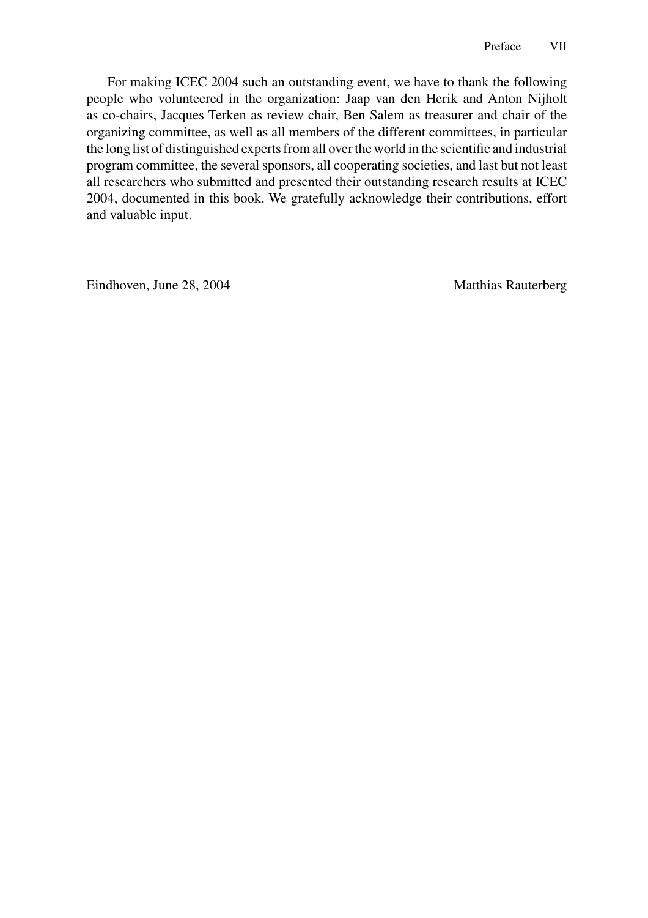For making ICEC 2004 such an outstanding event, we have to thank the following people who volunteered in the organization: Jaap van den Herik and Anton Nijholt as co-chairs, Jacques Terken as review chair, Ben Salem as treasurer and chair of the organizing committee, as well as all members of the different committees, in particular the long list of distinguished experts from all over the world in the scientific and industrial program committee, the several sponsors, all cooperating societies, and last but not least all researchers who submitted and presented their outstanding research results at ICEC 2004, documented in this book. We gratefully acknowledge their contributions, effort and valuable input.

Eindhoven, June 28, 2004 Matthias Rauterberg